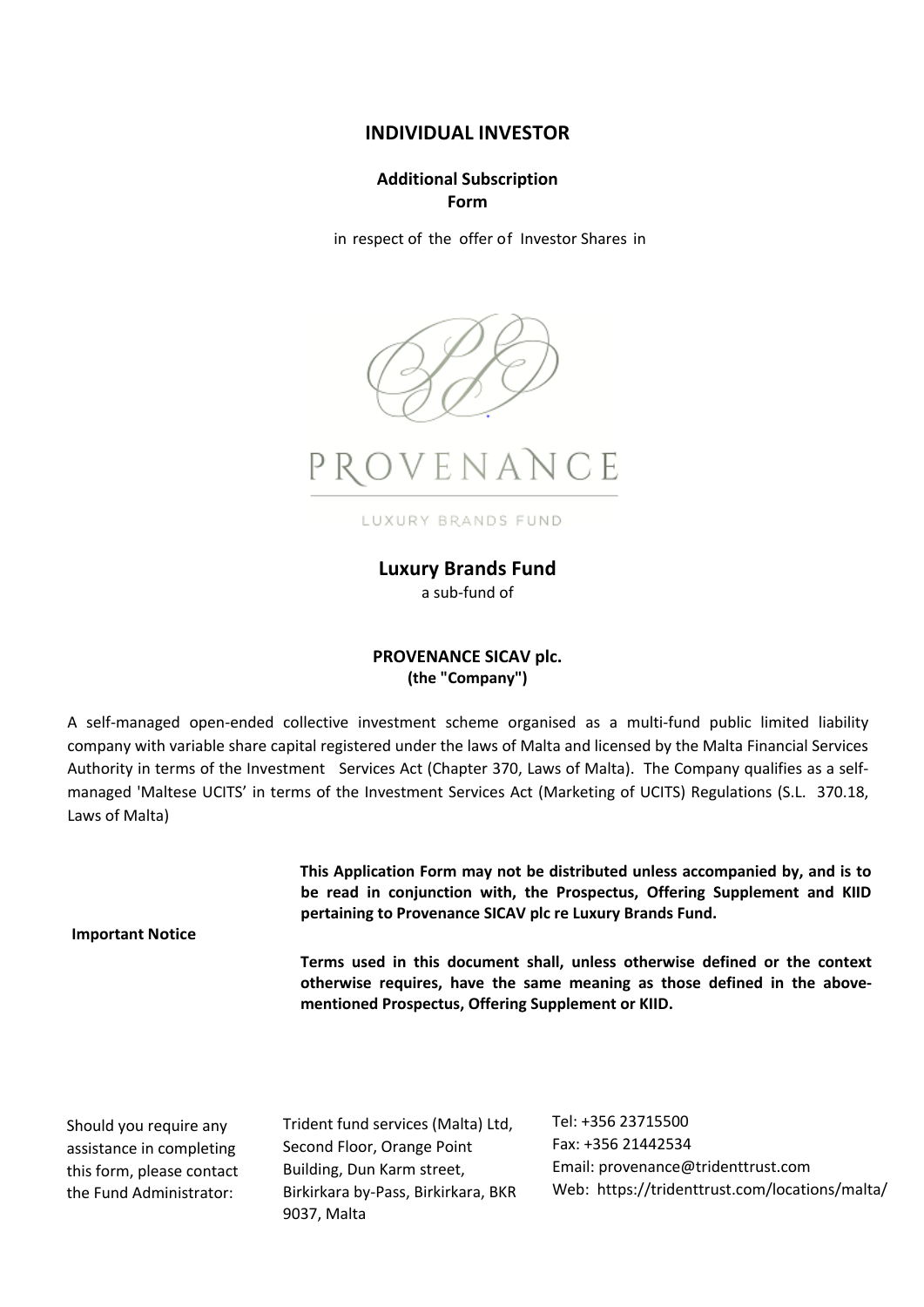# INDIVIDUAL INVESTOR

**Additional Subscription Form**

in respect of the offer of Investor Shares in

PROVENANCE

LUXURY BRANDS FUND

## Luxury Brands Fund

a sub-fund of

**PROVENANCE SICAV plc.**
**(the "Company")**

A self-managed open-ended collective investment scheme organised as a multi-fund public limited liability company with variable share capital registered under the laws of Malta and licensed by the Malta Financial Services Authority in terms of the Investment Services Act (Chapter 370, Laws of Malta). The Company qualifies as a self-managed 'Maltese UCITS' in terms of the Investment Services Act (Marketing of UCITS) Regulations (S.L. 370.18, Laws of Malta)

**Important Notice**

**This Application Form may not be distributed unless accompanied by, and is to be read in conjunction with, the Prospectus, Offering Supplement and KIID pertaining to Provenance SICAV plc re Luxury Brands Fund.**

**Terms used in this document shall, unless otherwise defined or the context otherwise requires, have the same meaning as those defined in the above-mentioned Prospectus, Offering Supplement or KIID.**

Should you require any assistance in completing this form, please contact the Fund Administrator:

Trident fund services (Malta) Ltd, Second Floor, Orange Point Building, Dun Karm street, Birkirkara by-Pass, Birkirkara, BKR 9037, Malta

Tel: +356 23715500
Fax: +356 21442534
Email: provenance@tridenttrust.com
Web: https://tridenttrust.com/locations/malta/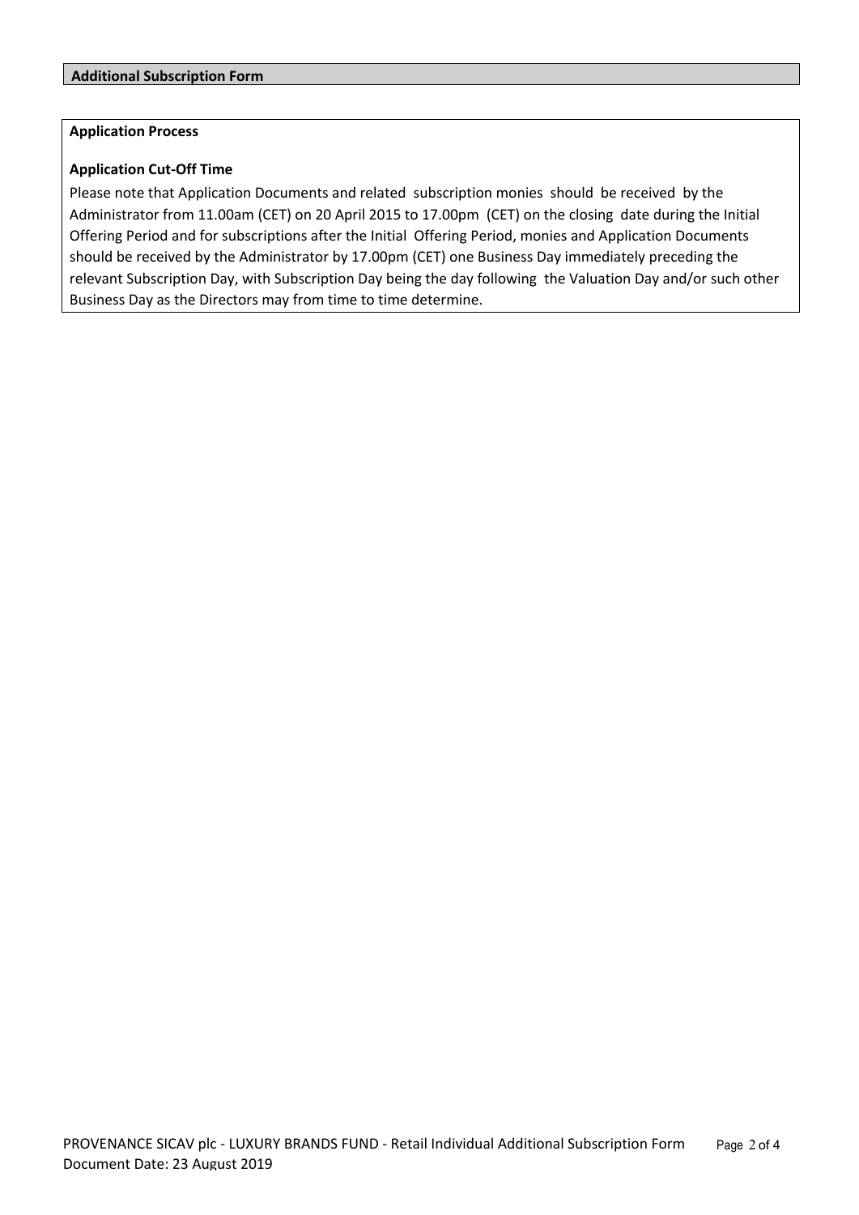## Additional Subscription Form

### Application Process

**Application Cut-Off Time**

Please note that Application Documents and related subscription monies should be received by the Administrator from 11.00am (CET) on 20 April 2015 to 17.00pm (CET) on the closing date during the Initial Offering Period and for subscriptions after the Initial Offering Period, monies and Application Documents should be received by the Administrator by 17.00pm (CET) one Business Day immediately preceding the relevant Subscription Day, with Subscription Day being the day following the Valuation Day and/or such other Business Day as the Directors may from time to time determine.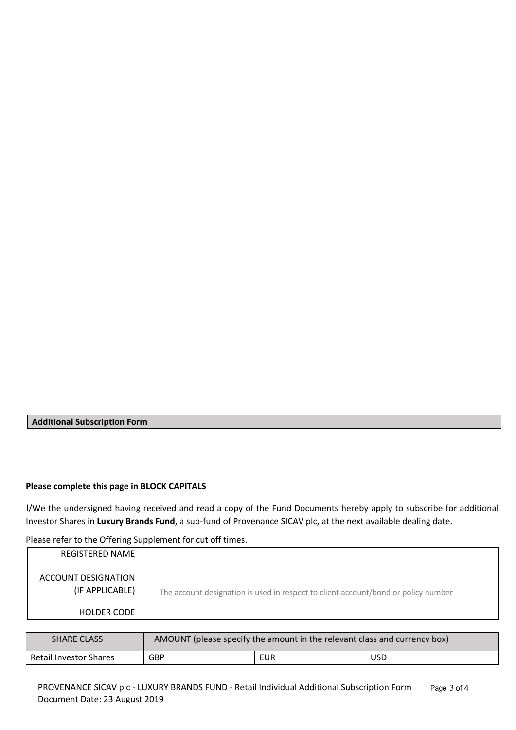## Additional Subscription Form

**Please complete this page in BLOCK CAPITALS**

I/We the undersigned having received and read a copy of the Fund Documents hereby apply to subscribe for additional Investor Shares in **Luxury Brands Fund**, a sub-fund of Provenance SICAV plc, at the next available dealing date.

Please refer to the Offering Supplement for cut off times.

| | |
|---|---|
| REGISTERED NAME | |
| ACCOUNT DESIGNATION (IF APPLICABLE) | The account designation is used in respect to client account/bond or policy number |
| HOLDER CODE | |

| SHARE CLASS | AMOUNT (please specify the amount in the relevant class and currency box) | | |
|---|---|---|---|
| Retail Investor Shares | GBP | EUR | USD |

PROVENANCE SICAV plc - LUXURY BRANDS FUND - Retail Individual Additional Subscription Form
Document Date: 23 August 2019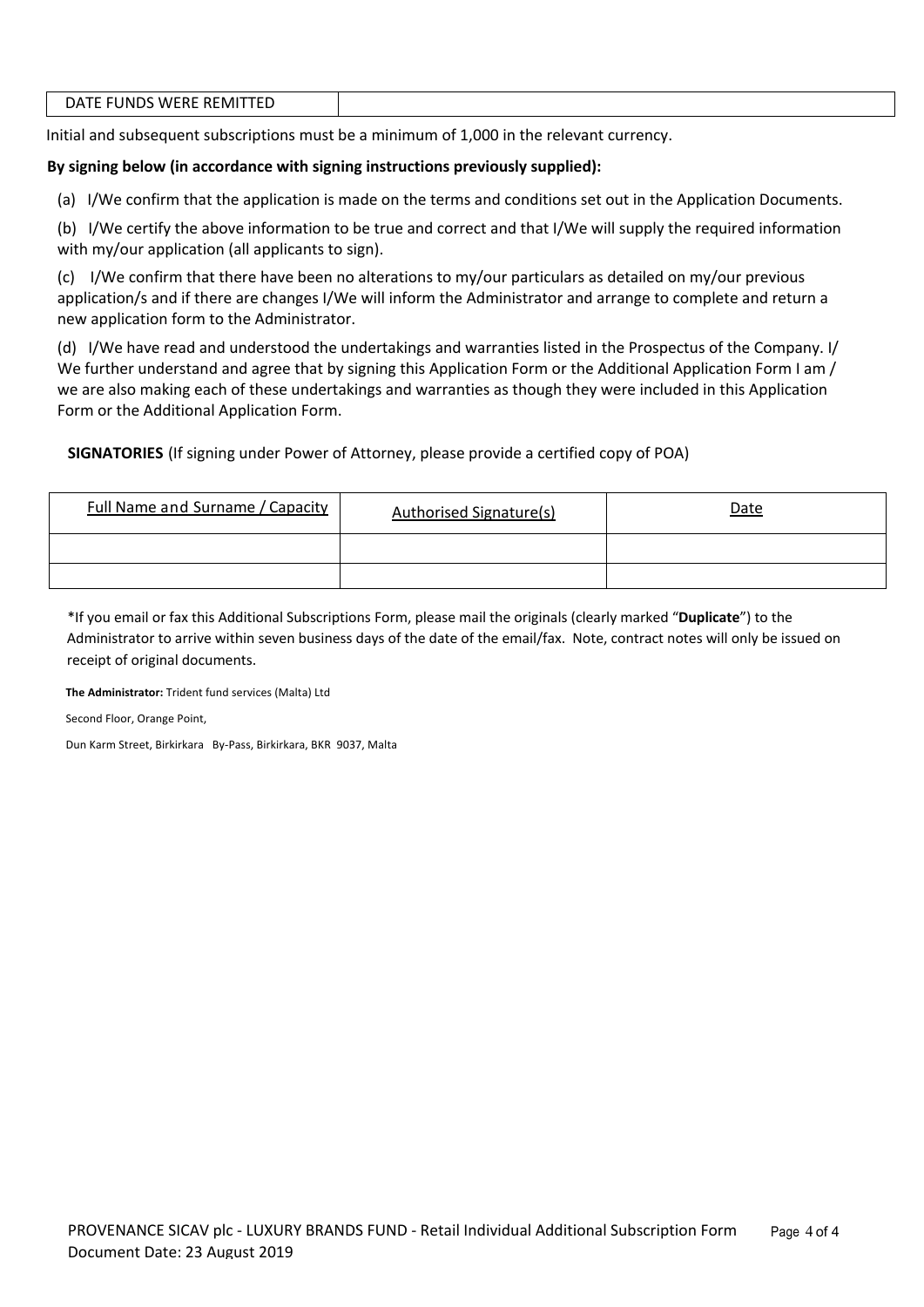| DATE FUNDS WERE REMITTED | |
|---|---|

Initial and subsequent subscriptions must be a minimum of 1,000 in the relevant currency.

**By signing below (in accordance with signing instructions previously supplied):**

(a) I/We confirm that the application is made on the terms and conditions set out in the Application Documents.

(b) I/We certify the above information to be true and correct and that I/We will supply the required information with my/our application (all applicants to sign).

(c) I/We confirm that there have been no alterations to my/our particulars as detailed on my/our previous application/s and if there are changes I/We will inform the Administrator and arrange to complete and return a new application form to the Administrator.

(d) I/We have read and understood the undertakings and warranties listed in the Prospectus of the Company. I/ We further understand and agree that by signing this Application Form or the Additional Application Form I am / we are also making each of these undertakings and warranties as though they were included in this Application Form or the Additional Application Form.

**SIGNATORIES** (If signing under Power of Attorney, please provide a certified copy of POA)

| Full Name and Surname / Capacity | Authorised Signature(s) | Date |
|---|---|---|
| | | |
| | | |

*If you email or fax this Additional Subscriptions Form, please mail the originals (clearly marked "**Duplicate**") to the Administrator to arrive within seven business days of the date of the email/fax. Note, contract notes will only be issued on receipt of original documents.

**The Administrator:** Trident fund services (Malta) Ltd

Second Floor, Orange Point,

Dun Karm Street, Birkirkara By-Pass, Birkirkara, BKR 9037, Malta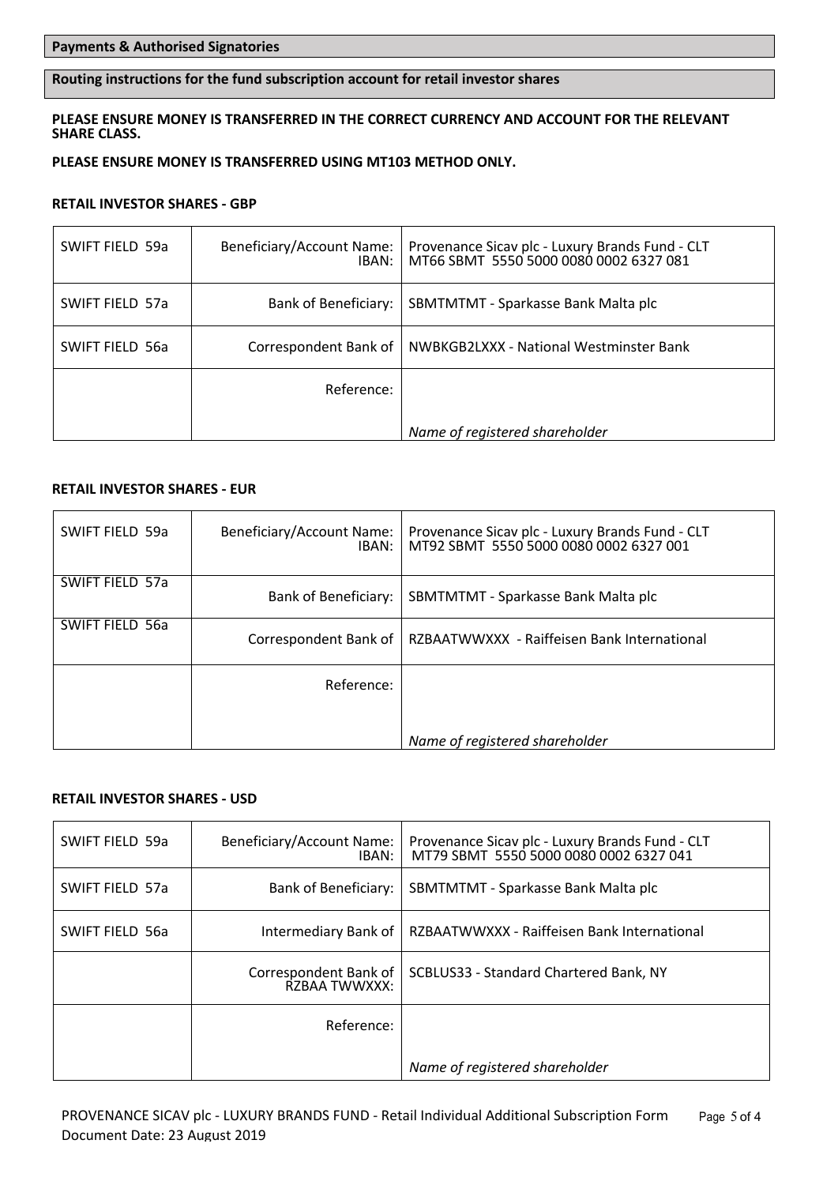## Payments & Authorised Signatories

### Routing instructions for the fund subscription account for retail investor shares

**PLEASE ENSURE MONEY IS TRANSFERRED IN THE CORRECT CURRENCY AND ACCOUNT FOR THE RELEVANT SHARE CLASS.**

**PLEASE ENSURE MONEY IS TRANSFERRED USING MT103 METHOD ONLY.**

**RETAIL INVESTOR SHARES - GBP**

| | | |
|---|---|---|
| SWIFT FIELD 59a | Beneficiary/Account Name:<br>IBAN: | Provenance Sicav plc - Luxury Brands Fund - CLT<br>MT66 SBMT 5550 5000 0080 0002 6327 081 |
| SWIFT FIELD 57a | Bank of Beneficiary: | SBMTMTMT - Sparkasse Bank Malta plc |
| SWIFT FIELD 56a | Correspondent Bank of | NWBKGB2LXXX - National Westminster Bank |
| | Reference: | *Name of registered shareholder* |

**RETAIL INVESTOR SHARES - EUR**

| | | |
|---|---|---|
| SWIFT FIELD 59a | Beneficiary/Account Name:<br>IBAN: | Provenance Sicav plc - Luxury Brands Fund - CLT<br>MT92 SBMT 5550 5000 0080 0002 6327 001 |
| SWIFT FIELD 57a | Bank of Beneficiary: | SBMTMTMT - Sparkasse Bank Malta plc |
| SWIFT FIELD 56a | Correspondent Bank of | RZBAATWWXXX - Raiffeisen Bank International |
| | Reference: | *Name of registered shareholder* |

**RETAIL INVESTOR SHARES - USD**

| | | |
|---|---|---|
| SWIFT FIELD 59a | Beneficiary/Account Name:<br>IBAN: | Provenance Sicav plc - Luxury Brands Fund - CLT<br>MT79 SBMT 5550 5000 0080 0002 6327 041 |
| SWIFT FIELD 57a | Bank of Beneficiary: | SBMTMTMT - Sparkasse Bank Malta plc |
| SWIFT FIELD 56a | Intermediary Bank of | RZBAATWWXXX - Raiffeisen Bank International |
| | Correspondent Bank of<br>RZBAA TWWXXX: | SCBLUS33 - Standard Chartered Bank, NY |
| | Reference: | *Name of registered shareholder* |

PROVENANCE SICAV plc - LUXURY BRANDS FUND - Retail Individual Additional Subscription Form
Document Date: 23 August 2019